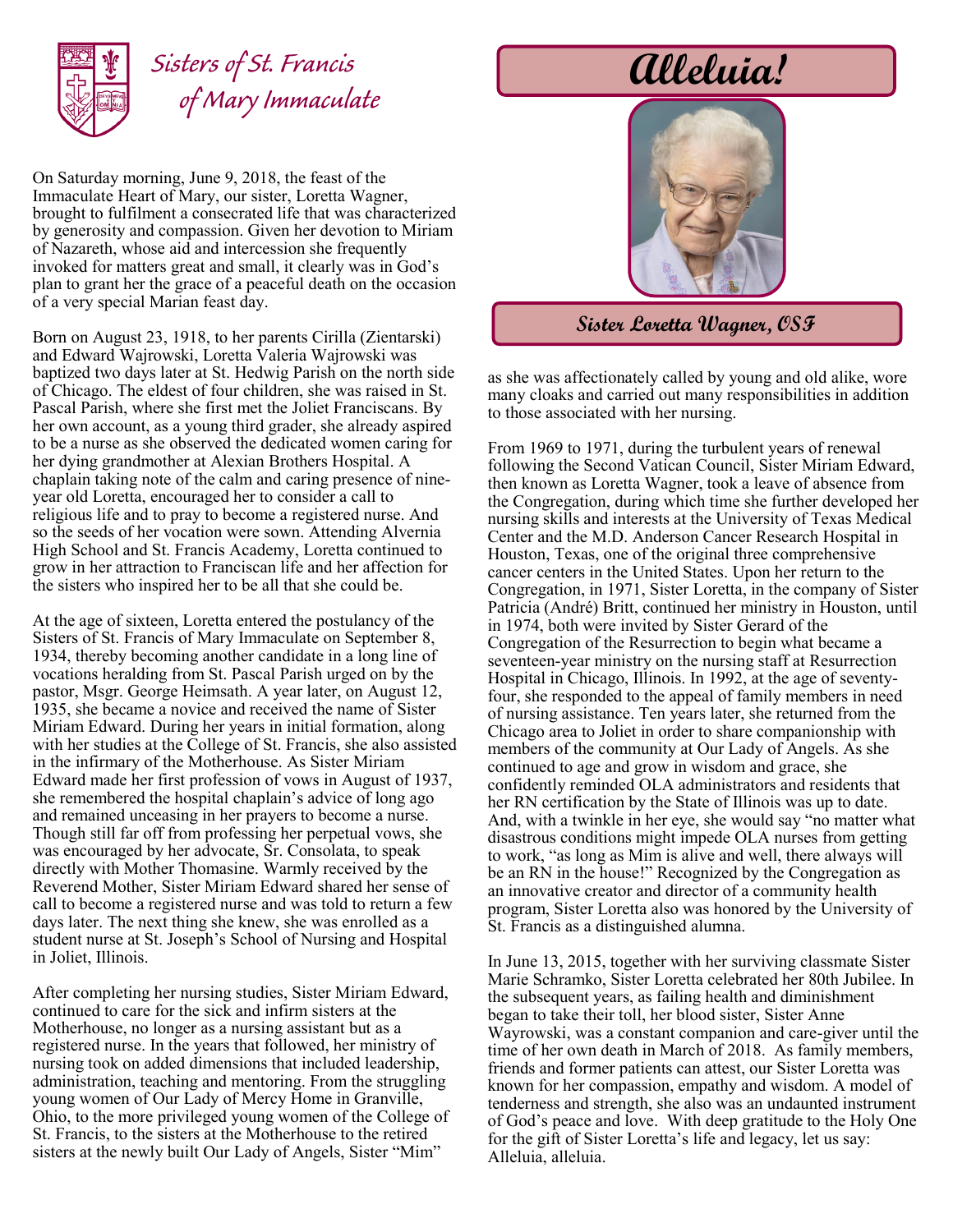# Sisters of St. Francis of Mary Immaculate

# Alleluia!

**Sister Loretta Wagner, OSF**

On Saturday morning, June 9, 2018, the feast of the Immaculate Heart of Mary, our sister, Loretta Wagner, brought to fulfilment a consecrated life that was characterized by generosity and compassion. Given her devotion to Miriam of Nazareth, whose aid and intercession she frequently invoked for matters great and small, it clearly was in God's plan to grant her the grace of a peaceful death on the occasion of a very special Marian feast day.

Born on August 23, 1918, to her parents Cirilla (Zientarski) and Edward Wajrowski, Loretta Valeria Wajrowski was baptized two days later at St. Hedwig Parish on the north side of Chicago. The eldest of four children, she was raised in St. Pascal Parish, where she first met the Joliet Franciscans. By her own account, as a young third grader, she already aspired to be a nurse as she observed the dedicated women caring for her dying grandmother at Alexian Brothers Hospital. A chaplain taking note of the calm and caring presence of nine-year old Loretta, encouraged her to consider a call to religious life and to pray to become a registered nurse. And so the seeds of her vocation were sown. Attending Alvernia High School and St. Francis Academy, Loretta continued to grow in her attraction to Franciscan life and her affection for the sisters who inspired her to be all that she could be.

At the age of sixteen, Loretta entered the postulancy of the Sisters of St. Francis of Mary Immaculate on September 8, 1934, thereby becoming another candidate in a long line of vocations heralding from St. Pascal Parish urged on by the pastor, Msgr. George Heimsath. A year later, on August 12, 1935, she became a novice and received the name of Sister Miriam Edward. During her years in initial formation, along with her studies at the College of St. Francis, she also assisted in the infirmary of the Motherhouse. As Sister Miriam Edward made her first profession of vows in August of 1937, she remembered the hospital chaplain's advice of long ago and remained unceasing in her prayers to become a nurse. Though still far off from professing her perpetual vows, she was encouraged by her advocate, Sr. Consolata, to speak directly with Mother Thomasine. Warmly received by the Reverend Mother, Sister Miriam Edward shared her sense of call to become a registered nurse and was told to return a few days later. The next thing she knew, she was enrolled as a student nurse at St. Joseph's School of Nursing and Hospital in Joliet, Illinois.

After completing her nursing studies, Sister Miriam Edward, continued to care for the sick and infirm sisters at the Motherhouse, no longer as a nursing assistant but as a registered nurse. In the years that followed, her ministry of nursing took on added dimensions that included leadership, administration, teaching and mentoring. From the struggling young women of Our Lady of Mercy Home in Granville, Ohio, to the more privileged young women of the College of St. Francis, to the sisters at the Motherhouse to the retired sisters at the newly built Our Lady of Angels, Sister "Mim" as she was affectionately called by young and old alike, wore many cloaks and carried out many responsibilities in addition to those associated with her nursing.

From 1969 to 1971, during the turbulent years of renewal following the Second Vatican Council, Sister Miriam Edward, then known as Loretta Wagner, took a leave of absence from the Congregation, during which time she further developed her nursing skills and interests at the University of Texas Medical Center and the M.D. Anderson Cancer Research Hospital in Houston, Texas, one of the original three comprehensive cancer centers in the United States. Upon her return to the Congregation, in 1971, Sister Loretta, in the company of Sister Patricia (André) Britt, continued her ministry in Houston, until in 1974, both were invited by Sister Gerard of the Congregation of the Resurrection to begin what became a seventeen-year ministry on the nursing staff at Resurrection Hospital in Chicago, Illinois. In 1992, at the age of seventy-four, she responded to the appeal of family members in need of nursing assistance. Ten years later, she returned from the Chicago area to Joliet in order to share companionship with members of the community at Our Lady of Angels. As she continued to age and grow in wisdom and grace, she confidently reminded OLA administrators and residents that her RN certification by the State of Illinois was up to date. And, with a twinkle in her eye, she would say "no matter what disastrous conditions might impede OLA nurses from getting to work, "as long as Mim is alive and well, there always will be an RN in the house!" Recognized by the Congregation as an innovative creator and director of a community health program, Sister Loretta also was honored by the University of St. Francis as a distinguished alumna.

In June 13, 2015, together with her surviving classmate Sister Marie Schramko, Sister Loretta celebrated her 80th Jubilee. In the subsequent years, as failing health and diminishment began to take their toll, her blood sister, Sister Anne Wayrowski, was a constant companion and care-giver until the time of her own death in March of 2018. As family members, friends and former patients can attest, our Sister Loretta was known for her compassion, empathy and wisdom. A model of tenderness and strength, she also was an undaunted instrument of God's peace and love. With deep gratitude to the Holy One for the gift of Sister Loretta's life and legacy, let us say: Alleluia, alleluia.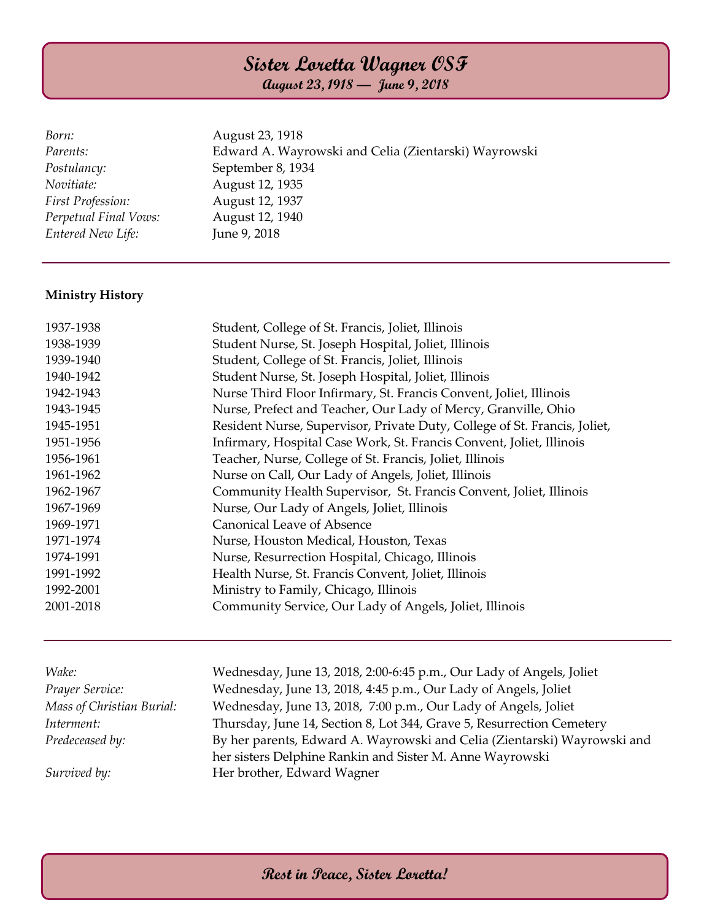# Sister Loretta Wagner OSF

**August 23, 1918 — June 9, 2018**

| | |
|---|---|
| *Born:* | August 23, 1918 |
| *Parents:* | Edward A. Wayrowski and Celia (Zientarski) Wayrowski |
| *Postulancy:* | September 8, 1934 |
| *Novitiate:* | August 12, 1935 |
| *First Profession:* | August 12, 1937 |
| *Perpetual Final Vows:* | August 12, 1940 |
| *Entered New Life:* | June 9, 2018 |

**Ministry History**

| | |
|---|---|
| 1937-1938 | Student, College of St. Francis, Joliet, Illinois |
| 1938-1939 | Student Nurse, St. Joseph Hospital, Joliet, Illinois |
| 1939-1940 | Student, College of St. Francis, Joliet, Illinois |
| 1940-1942 | Student Nurse, St. Joseph Hospital, Joliet, Illinois |
| 1942-1943 | Nurse Third Floor Infirmary, St. Francis Convent, Joliet, Illinois |
| 1943-1945 | Nurse, Prefect and Teacher, Our Lady of Mercy, Granville, Ohio |
| 1945-1951 | Resident Nurse, Supervisor, Private Duty, College of St. Francis, Joliet, |
| 1951-1956 | Infirmary, Hospital Case Work, St. Francis Convent, Joliet, Illinois |
| 1956-1961 | Teacher, Nurse, College of St. Francis, Joliet, Illinois |
| 1961-1962 | Nurse on Call, Our Lady of Angels, Joliet, Illinois |
| 1962-1967 | Community Health Supervisor, St. Francis Convent, Joliet, Illinois |
| 1967-1969 | Nurse, Our Lady of Angels, Joliet, Illinois |
| 1969-1971 | Canonical Leave of Absence |
| 1971-1974 | Nurse, Houston Medical, Houston, Texas |
| 1974-1991 | Nurse, Resurrection Hospital, Chicago, Illinois |
| 1991-1992 | Health Nurse, St. Francis Convent, Joliet, Illinois |
| 1992-2001 | Ministry to Family, Chicago, Illinois |
| 2001-2018 | Community Service, Our Lady of Angels, Joliet, Illinois |

| | |
|---|---|
| *Wake:* | Wednesday, June 13, 2018, 2:00-6:45 p.m., Our Lady of Angels, Joliet |
| *Prayer Service:* | Wednesday, June 13, 2018, 4:45 p.m., Our Lady of Angels, Joliet |
| *Mass of Christian Burial:* | Wednesday, June 13, 2018, 7:00 p.m., Our Lady of Angels, Joliet |
| *Interment:* | Thursday, June 14, Section 8, Lot 344, Grave 5, Resurrection Cemetery |
| *Predeceased by:* | By her parents, Edward A. Wayrowski and Celia (Zientarski) Wayrowski and her sisters Delphine Rankin and Sister M. Anne Wayrowski |
| *Survived by:* | Her brother, Edward Wagner |

**Rest in Peace, Sister Loretta!**